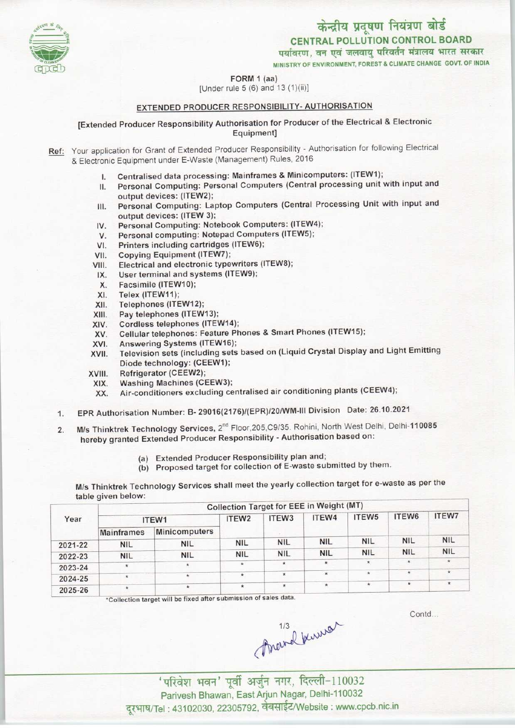केन्द्रीय प्रदूषण नियंत्रण बोर्ड

CENTRAL POLLUTION CONTROL BOARD

पर्यावरण, वन एवं जलवायु परिवर्तन मंत्रालय भारत सरकार

MINISTRY OF ENVIRONMENT, FOREST & CLIMATE CHANGE GOVT. OF INDIA

FORM 1 (aa)

[Under rule 5 (6) and 13 (1)(ii)]

## EXTENDED PRODUCER RESPONSIBILITY- AUTHORISATION

[Extended Producer Responsibility Authorisation for Producer of the Electrical & Electronic Equipment]

Ref: Your application for Grant of Extended Producer Responsibility - Authorisation for following Electrical & Electronic Equipment under E-Waste (Management) Rules, 2016

I. Centralised data processing: Mainframes & Minicomputers: (ITEW1);
II. Personal Computing: Personal Computers (Central processing unit with input and output devices: (ITEW2);
III. Personal Computing: Laptop Computers (Central Processing Unit with input and output devices: (ITEW 3);
IV. Personal Computing: Notebook Computers: (ITEW4);
V. Personal computing: Notepad Computers (ITEW5);
VI. Printers including cartridges (ITEW6);
VII. Copying Equipment (ITEW7);
VIII. Electrical and electronic typewriters (ITEW8);
IX. User terminal and systems (ITEW9);
X. Facsimile (ITEW10);
XI. Telex (ITEW11);
XII. Telephones (ITEW12);
XIII. Pay telephones (ITEW13);
XIV. Cordless telephones (ITEW14);
XV. Cellular telephones: Feature Phones & Smart Phones (ITEW15);
XVI. Answering Systems (ITEW16);
XVII. Television sets (including sets based on (Liquid Crystal Display and Light Emitting Diode technology: (CEEW1);
XVIII. Refrigerator (CEEW2);
XIX. Washing Machines (CEEW3);
XX. Air-conditioners excluding centralised air conditioning plants (CEEW4);

1. EPR Authorisation Number: B- 29016(2176)/(EPR)/20/WM-III Division Date: 26.10.2021

2. M/s Thinktrek Technology Services, 2nd Floor,205,C9/35. Rohini, North West Delhi, Delhi-110085 hereby granted Extended Producer Responsibility - Authorisation based on:

   (a) Extended Producer Responsibility plan and;
   (b) Proposed target for collection of E-waste submitted by them.

M/s Thinktrek Technology Services shall meet the yearly collection target for e-waste as per the table given below:

| Year | Collection Target for EEE in Weight (MT) | | | | | | | |
|---|---|---|---|---|---|---|---|---|
| | ITEW1 | | ITEW2 | ITEW3 | ITEW4 | ITEW5 | ITEW6 | ITEW7 |
| | Mainframes | Minicomputers | | | | | | |
| 2021-22 | NIL | NIL | NIL | NIL | NIL | NIL | NIL | NIL |
| 2022-23 | NIL | NIL | NIL | NIL | NIL | NIL | NIL | NIL |
| 2023-24 | * | * | * | * | * | * | * | * |
| 2024-25 | * | * | * | * | * | * | * | * |
| 2025-26 | * | * | * | * | * | * | * | * |

*Collection target will be fixed after submission of sales data.

Contd...

'परिवेश भवन' पूर्वी अर्जुन नगर, दिल्ली-110032

Parivesh Bhawan, East Arjun Nagar, Delhi-110032

दूरभाष/Tel : 43102030, 22305792, वेबसाईट/Website : www.cpcb.nic.in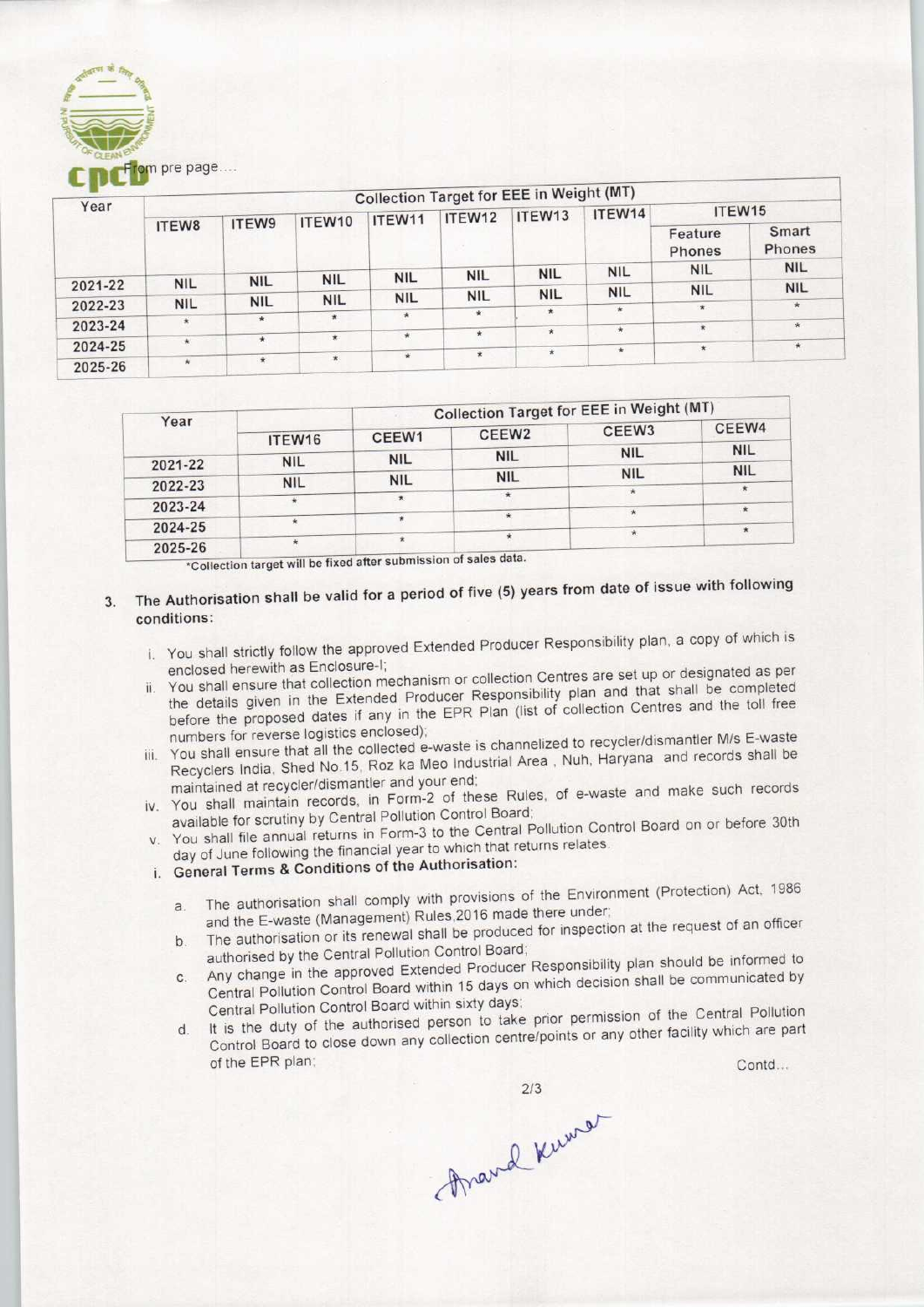From pre page....

| Year | Collection Target for EEE in Weight (MT) | | | | | | | | |
|---|---|---|---|---|---|---|---|---|---|
| | ITEW8 | ITEW9 | ITEW10 | ITEW11 | ITEW12 | ITEW13 | ITEW14 | ITEW15 | |
| | | | | | | | | Feature Phones | Smart Phones |
| 2021-22 | NIL | NIL | NIL | NIL | NIL | NIL | NIL | NIL | NIL |
| 2022-23 | NIL | NIL | NIL | NIL | NIL | NIL | NIL | NIL | NIL |
| 2023-24 | * | * | * | * | * | * | * | * | * |
| 2024-25 | * | * | * | * | * | * | * | * | * |
| 2025-26 | * | * | * | * | * | * | * | * | * |

| Year | | Collection Target for EEE in Weight (MT) | | | |
|---|---|---|---|---|---|
| | ITEW16 | CEEW1 | CEEW2 | CEEW3 | CEEW4 |
| 2021-22 | NIL | NIL | NIL | NIL | NIL |
| 2022-23 | NIL | NIL | NIL | NIL | NIL |
| 2023-24 | * | * | * | * | * |
| 2024-25 | * | * | * | * | * |
| 2025-26 | * | * | * | * | * |

*Collection target will be fixed after submission of sales data.

3. The Authorisation shall be valid for a period of five (5) years from date of issue with following conditions:

   i. You shall strictly follow the approved Extended Producer Responsibility plan, a copy of which is enclosed herewith as Enclosure-I;
   ii. You shall ensure that collection mechanism or collection Centres are set up or designated as per the details given in the Extended Producer Responsibility plan and that shall be completed before the proposed dates if any in the EPR Plan (list of collection Centres and the toll free numbers for reverse logistics enclosed);
   iii. You shall ensure that all the collected e-waste is channelized to recycler/dismantler M/s E-waste Recyclers India, Shed No.15, Roz ka Meo Industrial Area , Nuh, Haryana and records shall be maintained at recycler/dismantler and your end;
   iv. You shall maintain records, in Form-2 of these Rules, of e-waste and make such records available for scrutiny by Central Pollution Control Board;
   v. You shall file annual returns in Form-3 to the Central Pollution Control Board on or before 30th day of June following the financial year to which that returns relates.

   i. **General Terms & Conditions of the Authorisation:**

      a. The authorisation shall comply with provisions of the Environment (Protection) Act, 1986 and the E-waste (Management) Rules,2016 made there under;
      b. The authorisation or its renewal shall be produced for inspection at the request of an officer authorised by the Central Pollution Control Board;
      c. Any change in the approved Extended Producer Responsibility plan should be informed to Central Pollution Control Board within 15 days on which decision shall be communicated by Central Pollution Control Board within sixty days;
      d. It is the duty of the authorised person to take prior permission of the Central Pollution Control Board to close down any collection centre/points or any other facility which are part of the EPR plan;

Contd...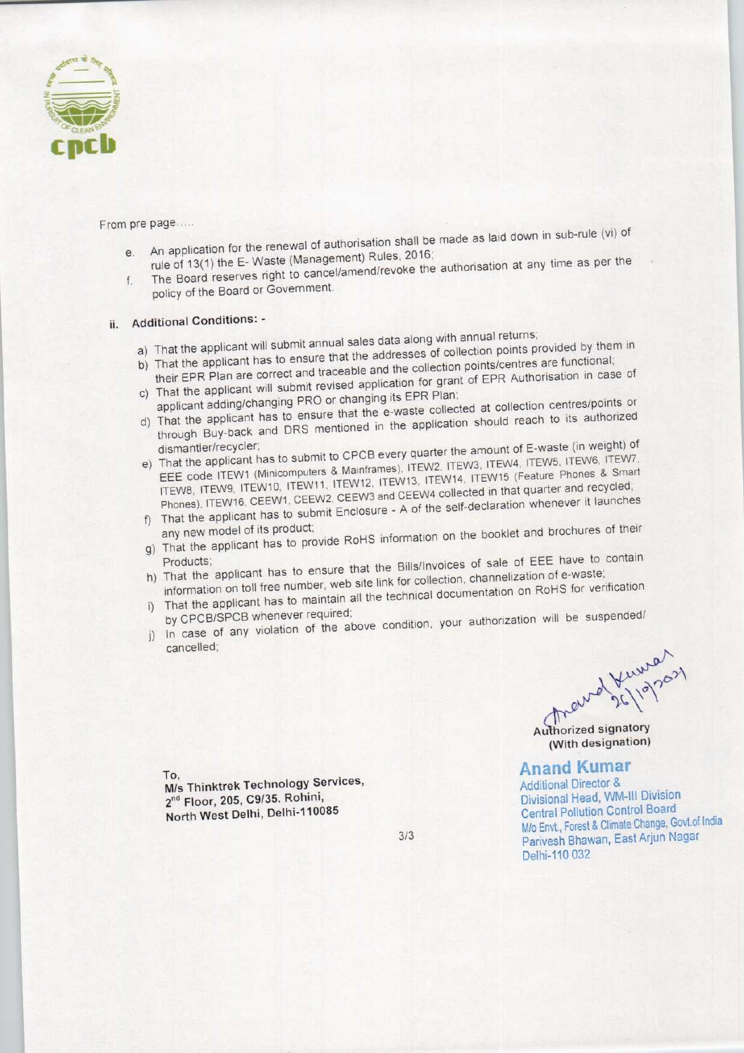From pre page.....

e. An application for the renewal of authorisation shall be made as laid down in sub-rule (vi) of rule of 13(1) the E- Waste (Management) Rules, 2016;
f. The Board reserves right to cancel/amend/revoke the authorisation at any time as per the policy of the Board or Government.

ii. **Additional Conditions: -**

a) That the applicant will submit annual sales data along with annual returns;
b) That the applicant has to ensure that the addresses of collection points provided by them in their EPR Plan are correct and traceable and the collection points/centres are functional;
c) That the applicant will submit revised application for grant of EPR Authorisation in case of applicant adding/changing PRO or changing its EPR Plan;
d) That the applicant has to ensure that the e-waste collected at collection centres/points or through Buy-back and DRS mentioned in the application should reach to its authorized dismantler/recycler;
e) That the applicant has to submit to CPCB every quarter the amount of E-waste (in weight) of EEE code ITEW1 (Minicomputers & Mainframes), ITEW2, ITEW3, ITEW4, ITEW5, ITEW6, ITEW7, ITEW8, ITEW9, ITEW10, ITEW11, ITEW12, ITEW13, ITEW14, ITEW15 (Feature Phones & Smart Phones), ITEW16, CEEW1, CEEW2, CEEW3 and CEEW4 collected in that quarter and recycled;
f) That the applicant has to submit Enclosure - A of the self-declaration whenever it launches any new model of its product;
g) That the applicant has to provide RoHS information on the booklet and brochures of their Products;
h) That the applicant has to ensure that the Bills/Invoices of sale of EEE have to contain information on toll free number, web site link for collection, channelization of e-waste;
i) That the applicant has to maintain all the technical documentation on RoHS for verification by CPCB/SPCB whenever required;
j) In case of any violation of the above condition, your authorization will be suspended/ cancelled;

Anand Kumar 26/10/2021

Authorized signatory
(With designation)

**Anand Kumar**
Additional Director &
Divisional Head, WM-III Division
Central Pollution Control Board
M/o Envt., Forest & Climate Change, Govt.of India
Parivesh Bhawan, East Arjun Nagar
Delhi-110 032

To,
**M/s Thinktrek Technology Services,**
**2nd Floor, 205, C9/35. Rohini,**
**North West Delhi, Delhi-110085**